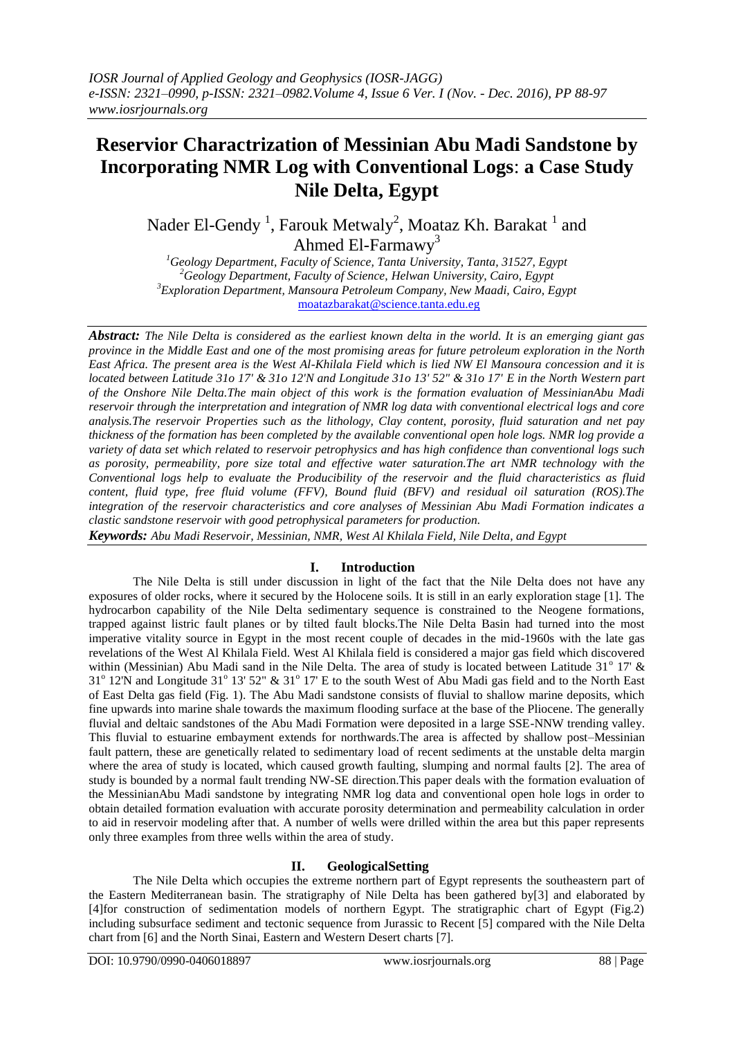# Reservior Charactrization of Messinian Abu Madi Sandstone by Incorporating NMR Log with Conventional Logs: a Case Study Nile Delta, Egypt

Nader El-Gendy [1], Farouk Metwaly[2], Moataz Kh. Barakat [1] and Ahmed El-Farmawy[3]

[1]Geology Department, Faculty of Science, Tanta University, Tanta, 31527, Egypt
[2]Geology Department, Faculty of Science, Helwan University, Cairo, Egypt
[3]Exploration Department, Mansoura Petroleum Company, New Maadi, Cairo, Egypt
moatazbarakat@science.tanta.edu.eg

***Abstract:*** *The Nile Delta is considered as the earliest known delta in the world. It is an emerging giant gas province in the Middle East and one of the most promising areas for future petroleum exploration in the North East Africa. The present area is the West Al-Khilala Field which is lied NW El Mansoura concession and it is located between Latitude 31o 17' & 31o 12'N and Longitude 31o 13' 52" & 31o 17' E in the North Western part of the Onshore Nile Delta.The main object of this work is the formation evaluation of MessinianAbu Madi reservoir through the interpretation and integration of NMR log data with conventional electrical logs and core analysis.The reservoir Properties such as the lithology, Clay content, porosity, fluid saturation and net pay thickness of the formation has been completed by the available conventional open hole logs. NMR log provide a variety of data set which related to reservoir petrophysics and has high confidence than conventional logs such as porosity, permeability, pore size total and effective water saturation.The art NMR technology with the Conventional logs help to evaluate the Producibility of the reservoir and the fluid characteristics as fluid content, fluid type, free fluid volume (FFV), Bound fluid (BFV) and residual oil saturation (ROS).The integration of the reservoir characteristics and core analyses of Messinian Abu Madi Formation indicates a clastic sandstone reservoir with good petrophysical parameters for production.*

***Keywords:*** *Abu Madi Reservoir, Messinian, NMR, West Al Khilala Field, Nile Delta, and Egypt*

## I. Introduction

The Nile Delta is still under discussion in light of the fact that the Nile Delta does not have any exposures of older rocks, where it secured by the Holocene soils. It is still in an early exploration stage [1]. The hydrocarbon capability of the Nile Delta sedimentary sequence is constrained to the Neogene formations, trapped against listric fault planes or by tilted fault blocks.The Nile Delta Basin had turned into the most imperative vitality source in Egypt in the most recent couple of decades in the mid-1960s with the late gas revelations of the West Al Khilala Field. West Al Khilala field is considered a major gas field which discovered within (Messinian) Abu Madi sand in the Nile Delta. The area of study is located between Latitude 31$^{o}$ 17' & 31$^{o}$ 12'N and Longitude 31$^{o}$ 13' 52" & 31$^{o}$ 17' E to the south West of Abu Madi gas field and to the North East of East Delta gas field (Fig. 1). The Abu Madi sandstone consists of fluvial to shallow marine deposits, which fine upwards into marine shale towards the maximum flooding surface at the base of the Pliocene. The generally fluvial and deltaic sandstones of the Abu Madi Formation were deposited in a large SSE-NNW trending valley. This fluvial to estuarine embayment extends for northwards.The area is affected by shallow post–Messinian fault pattern, these are genetically related to sedimentary load of recent sediments at the unstable delta margin where the area of study is located, which caused growth faulting, slumping and normal faults [2]. The area of study is bounded by a normal fault trending NW-SE direction.This paper deals with the formation evaluation of the MessinianAbu Madi sandstone by integrating NMR log data and conventional open hole logs in order to obtain detailed formation evaluation with accurate porosity determination and permeability calculation in order to aid in reservoir modeling after that. A number of wells were drilled within the area but this paper represents only three examples from three wells within the area of study.

## II. GeologicalSetting

The Nile Delta which occupies the extreme northern part of Egypt represents the southeastern part of the Eastern Mediterranean basin. The stratigraphy of Nile Delta has been gathered by[3] and elaborated by [4]for construction of sedimentation models of northern Egypt. The stratigraphic chart of Egypt (Fig.2) including subsurface sediment and tectonic sequence from Jurassic to Recent [5] compared with the Nile Delta chart from [6] and the North Sinai, Eastern and Western Desert charts [7].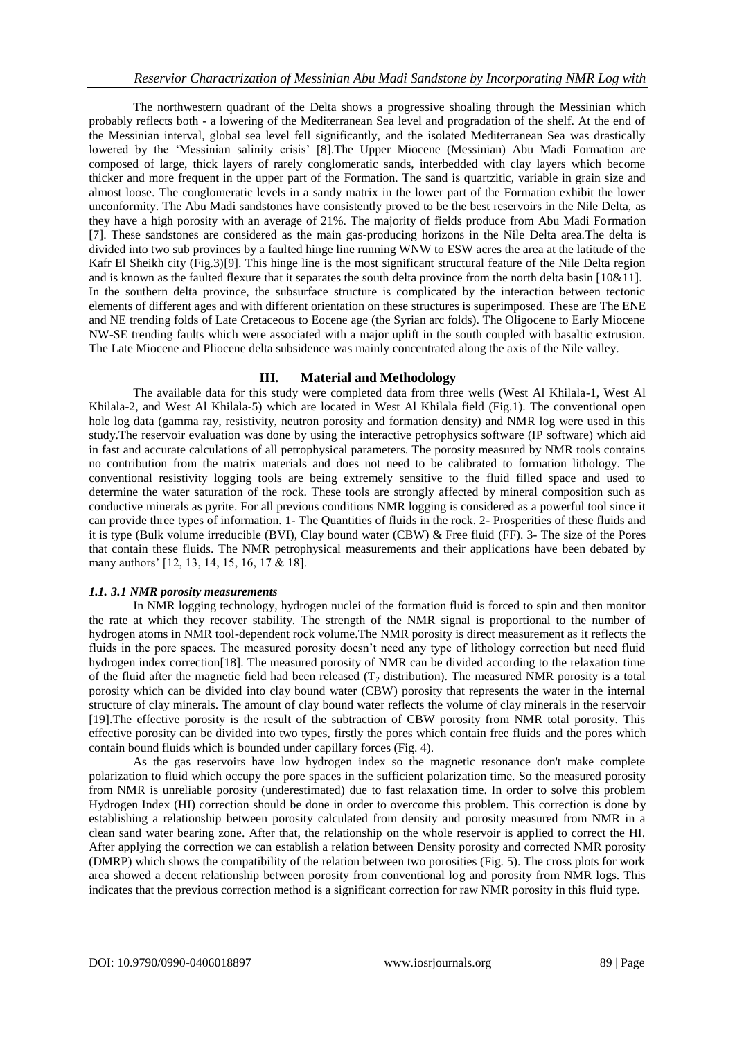The northwestern quadrant of the Delta shows a progressive shoaling through the Messinian which probably reflects both - a lowering of the Mediterranean Sea level and progradation of the shelf. At the end of the Messinian interval, global sea level fell significantly, and the isolated Mediterranean Sea was drastically lowered by the 'Messinian salinity crisis' [8].The Upper Miocene (Messinian) Abu Madi Formation are composed of large, thick layers of rarely conglomeratic sands, interbedded with clay layers which become thicker and more frequent in the upper part of the Formation. The sand is quartzitic, variable in grain size and almost loose. The conglomeratic levels in a sandy matrix in the lower part of the Formation exhibit the lower unconformity. The Abu Madi sandstones have consistently proved to be the best reservoirs in the Nile Delta, as they have a high porosity with an average of 21%. The majority of fields produce from Abu Madi Formation [7]. These sandstones are considered as the main gas-producing horizons in the Nile Delta area.The delta is divided into two sub provinces by a faulted hinge line running WNW to ESW acres the area at the latitude of the Kafr El Sheikh city (Fig.3)[9]. This hinge line is the most significant structural feature of the Nile Delta region and is known as the faulted flexure that it separates the south delta province from the north delta basin [10&11]. In the southern delta province, the subsurface structure is complicated by the interaction between tectonic elements of different ages and with different orientation on these structures is superimposed. These are The ENE and NE trending folds of Late Cretaceous to Eocene age (the Syrian arc folds). The Oligocene to Early Miocene NW-SE trending faults which were associated with a major uplift in the south coupled with basaltic extrusion. The Late Miocene and Pliocene delta subsidence was mainly concentrated along the axis of the Nile valley.

## III. Material and Methodology

The available data for this study were completed data from three wells (West Al Khilala-1, West Al Khilala-2, and West Al Khilala-5) which are located in West Al Khilala field (Fig.1). The conventional open hole log data (gamma ray, resistivity, neutron porosity and formation density) and NMR log were used in this study.The reservoir evaluation was done by using the interactive petrophysics software (IP software) which aid in fast and accurate calculations of all petrophysical parameters. The porosity measured by NMR tools contains no contribution from the matrix materials and does not need to be calibrated to formation lithology. The conventional resistivity logging tools are being extremely sensitive to the fluid filled space and used to determine the water saturation of the rock. These tools are strongly affected by mineral composition such as conductive minerals as pyrite. For all previous conditions NMR logging is considered as a powerful tool since it can provide three types of information. 1- The Quantities of fluids in the rock. 2- Prosperities of these fluids and it is type (Bulk volume irreducible (BVI), Clay bound water (CBW) & Free fluid (FF). 3- The size of the Pores that contain these fluids. The NMR petrophysical measurements and their applications have been debated by many authors' [12, 13, 14, 15, 16, 17 & 18].

### *1.1. 3.1 NMR porosity measurements*

In NMR logging technology, hydrogen nuclei of the formation fluid is forced to spin and then monitor the rate at which they recover stability. The strength of the NMR signal is proportional to the number of hydrogen atoms in NMR tool-dependent rock volume.The NMR porosity is direct measurement as it reflects the fluids in the pore spaces. The measured porosity doesn't need any type of lithology correction but need fluid hydrogen index correction[18]. The measured porosity of NMR can be divided according to the relaxation time of the fluid after the magnetic field had been released ($T_2$ distribution). The measured NMR porosity is a total porosity which can be divided into clay bound water (CBW) porosity that represents the water in the internal structure of clay minerals. The amount of clay bound water reflects the volume of clay minerals in the reservoir [19].The effective porosity is the result of the subtraction of CBW porosity from NMR total porosity. This effective porosity can be divided into two types, firstly the pores which contain free fluids and the pores which contain bound fluids which is bounded under capillary forces (Fig. 4).

As the gas reservoirs have low hydrogen index so the magnetic resonance don't make complete polarization to fluid which occupy the pore spaces in the sufficient polarization time. So the measured porosity from NMR is unreliable porosity (underestimated) due to fast relaxation time. In order to solve this problem Hydrogen Index (HI) correction should be done in order to overcome this problem. This correction is done by establishing a relationship between porosity calculated from density and porosity measured from NMR in a clean sand water bearing zone. After that, the relationship on the whole reservoir is applied to correct the HI. After applying the correction we can establish a relation between Density porosity and corrected NMR porosity (DMRP) which shows the compatibility of the relation between two porosities (Fig. 5). The cross plots for work area showed a decent relationship between porosity from conventional log and porosity from NMR logs. This indicates that the previous correction method is a significant correction for raw NMR porosity in this fluid type.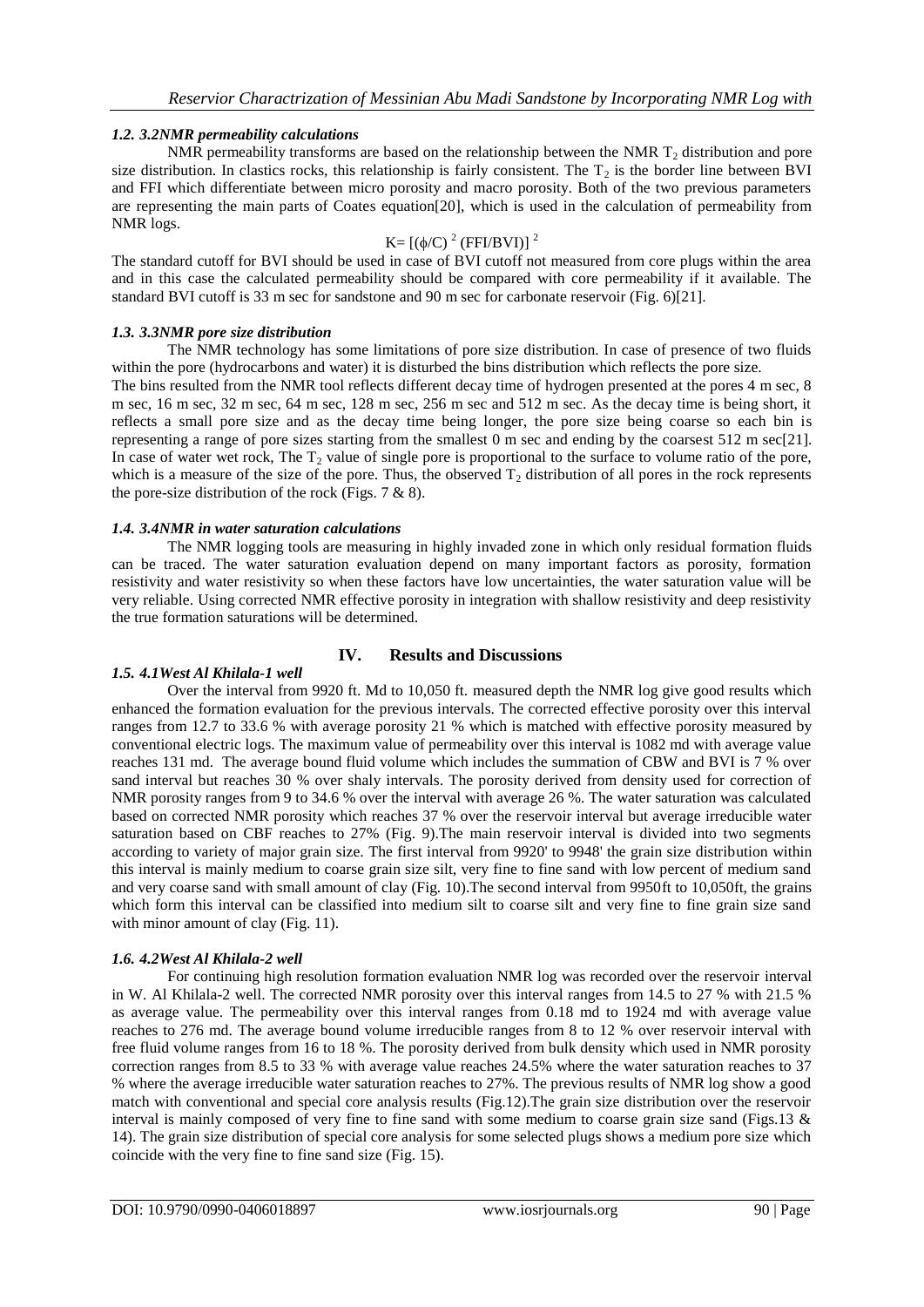### *1.2. 3.2NMR permeability calculations*

NMR permeability transforms are based on the relationship between the NMR $T_2$ distribution and pore size distribution. In clastics rocks, this relationship is fairly consistent. The $T_2$ is the border line between BVI and FFI which differentiate between micro porosity and macro porosity. Both of the two previous parameters are representing the main parts of Coates equation[20], which is used in the calculation of permeability from NMR logs.

$$K= [(\phi/C)^2 (FFI/BVI)]^2$$

The standard cutoff for BVI should be used in case of BVI cutoff not measured from core plugs within the area and in this case the calculated permeability should be compared with core permeability if it available. The standard BVI cutoff is 33 m sec for sandstone and 90 m sec for carbonate reservoir (Fig. 6)[21].

### *1.3. 3.3NMR pore size distribution*

The NMR technology has some limitations of pore size distribution. In case of presence of two fluids within the pore (hydrocarbons and water) it is disturbed the bins distribution which reflects the pore size.

The bins resulted from the NMR tool reflects different decay time of hydrogen presented at the pores 4 m sec, 8 m sec, 16 m sec, 32 m sec, 64 m sec, 128 m sec, 256 m sec and 512 m sec. As the decay time is being short, it reflects a small pore size and as the decay time being longer, the pore size being coarse so each bin is representing a range of pore sizes starting from the smallest 0 m sec and ending by the coarsest 512 m sec[21]. In case of water wet rock, The $T_2$ value of single pore is proportional to the surface to volume ratio of the pore, which is a measure of the size of the pore. Thus, the observed $T_2$ distribution of all pores in the rock represents the pore-size distribution of the rock (Figs. 7 & 8).

### *1.4. 3.4NMR in water saturation calculations*

The NMR logging tools are measuring in highly invaded zone in which only residual formation fluids can be traced. The water saturation evaluation depend on many important factors as porosity, formation resistivity and water resistivity so when these factors have low uncertainties, the water saturation value will be very reliable. Using corrected NMR effective porosity in integration with shallow resistivity and deep resistivity the true formation saturations will be determined.

## IV. Results and Discussions

### *1.5. 4.1West Al Khilala-1 well*

Over the interval from 9920 ft. Md to 10,050 ft. measured depth the NMR log give good results which enhanced the formation evaluation for the previous intervals. The corrected effective porosity over this interval ranges from 12.7 to 33.6 % with average porosity 21 % which is matched with effective porosity measured by conventional electric logs. The maximum value of permeability over this interval is 1082 md with average value reaches 131 md. The average bound fluid volume which includes the summation of CBW and BVI is 7 % over sand interval but reaches 30 % over shaly intervals. The porosity derived from density used for correction of NMR porosity ranges from 9 to 34.6 % over the interval with average 26 %. The water saturation was calculated based on corrected NMR porosity which reaches 37 % over the reservoir interval but average irreducible water saturation based on CBF reaches to 27% (Fig. 9).The main reservoir interval is divided into two segments according to variety of major grain size. The first interval from 9920' to 9948' the grain size distribution within this interval is mainly medium to coarse grain size silt, very fine to fine sand with low percent of medium sand and very coarse sand with small amount of clay (Fig. 10).The second interval from 9950ft to 10,050ft, the grains which form this interval can be classified into medium silt to coarse silt and very fine to fine grain size sand with minor amount of clay (Fig. 11).

### *1.6. 4.2West Al Khilala-2 well*

For continuing high resolution formation evaluation NMR log was recorded over the reservoir interval in W. Al Khilala-2 well. The corrected NMR porosity over this interval ranges from 14.5 to 27 % with 21.5 % as average value. The permeability over this interval ranges from 0.18 md to 1924 md with average value reaches to 276 md. The average bound volume irreducible ranges from 8 to 12 % over reservoir interval with free fluid volume ranges from 16 to 18 %. The porosity derived from bulk density which used in NMR porosity correction ranges from 8.5 to 33 % with average value reaches 24.5% where the water saturation reaches to 37 % where the average irreducible water saturation reaches to 27%. The previous results of NMR log show a good match with conventional and special core analysis results (Fig.12).The grain size distribution over the reservoir interval is mainly composed of very fine to fine sand with some medium to coarse grain size sand (Figs.13 & 14). The grain size distribution of special core analysis for some selected plugs shows a medium pore size which coincide with the very fine to fine sand size (Fig. 15).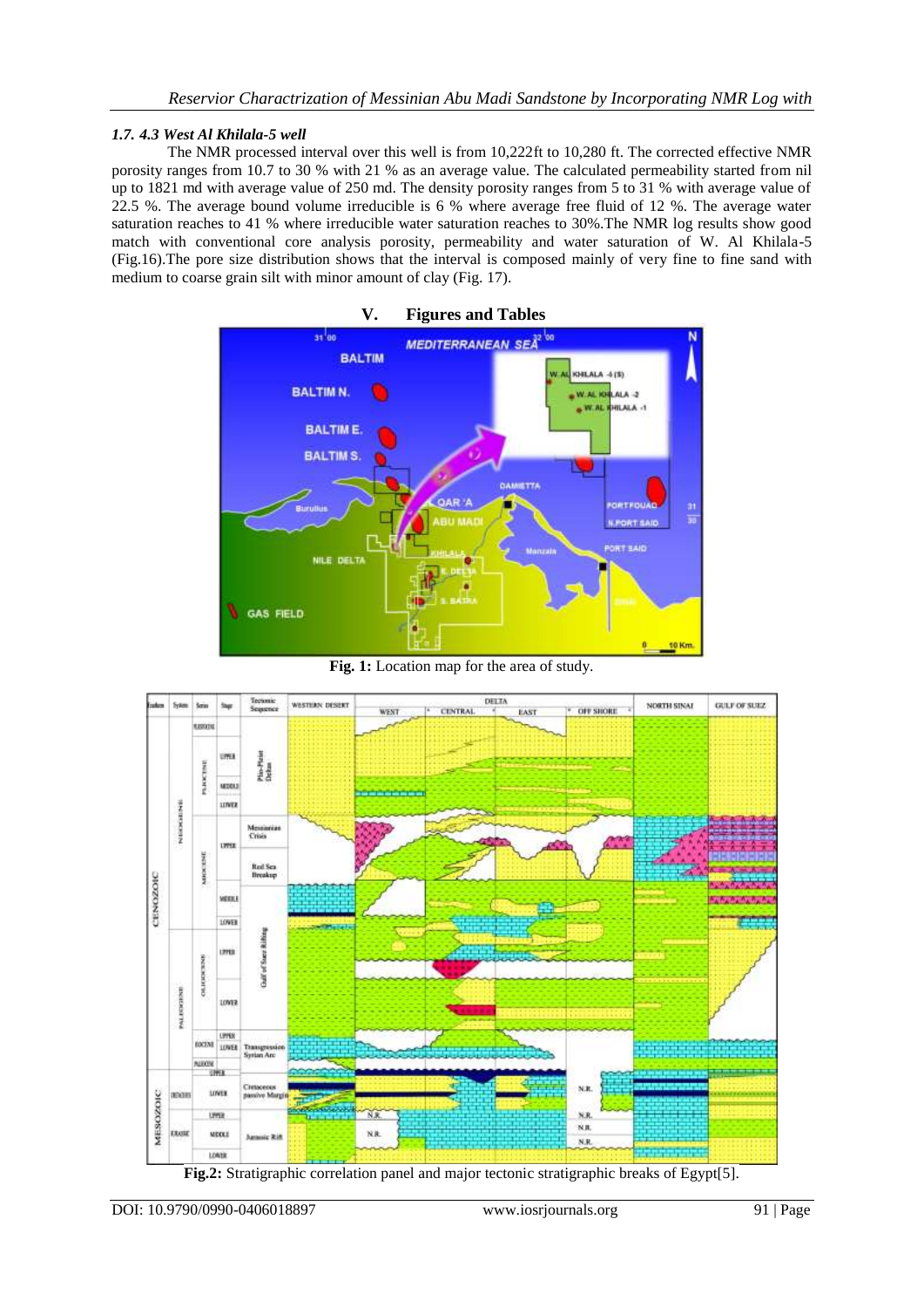### *1.7. 4.3 West Al Khilala-5 well*

The NMR processed interval over this well is from 10,222ft to 10,280 ft. The corrected effective NMR porosity ranges from 10.7 to 30 % with 21 % as an average value. The calculated permeability started from nil up to 1821 md with average value of 250 md. The density porosity ranges from 5 to 31 % with average value of 22.5 %. The average bound volume irreducible is 6 % where average free fluid of 12 %. The average water saturation reaches to 41 % where irreducible water saturation reaches to 30%.The NMR log results show good match with conventional core analysis porosity, permeability and water saturation of W. Al Khilala-5 (Fig.16).The pore size distribution shows that the interval is composed mainly of very fine to fine sand with medium to coarse grain silt with minor amount of clay (Fig. 17).

## V. Figures and Tables

**Fig. 1:** Location map for the area of study.

**Fig.2:** Stratigraphic correlation panel and major tectonic stratigraphic breaks of Egypt[5].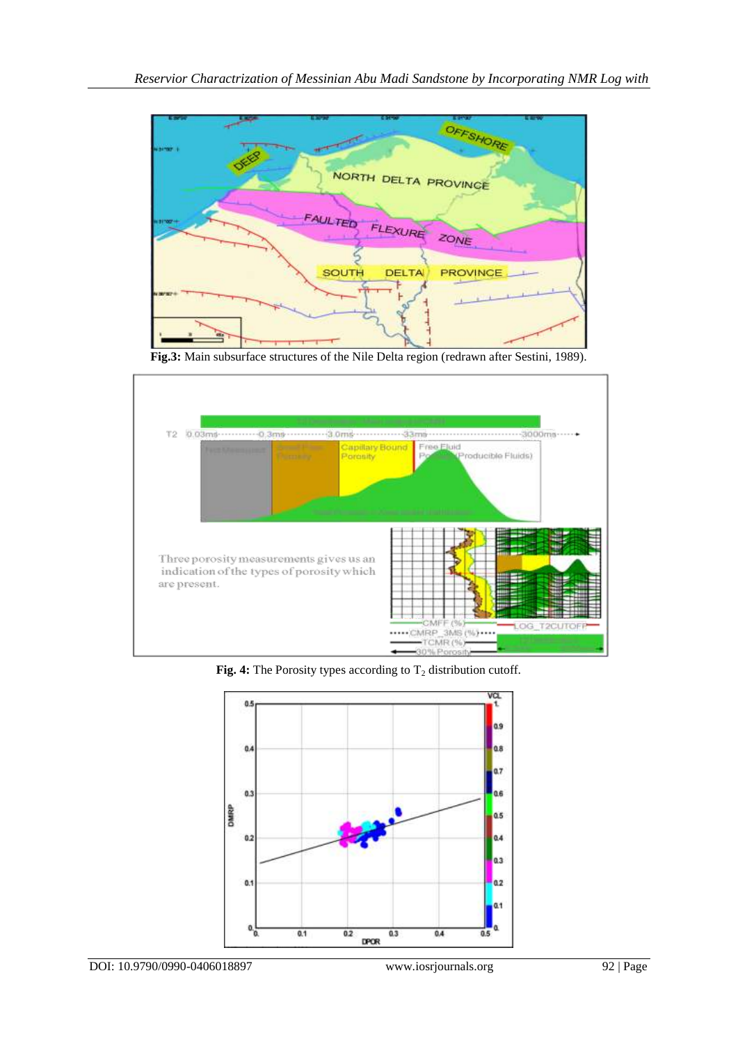**Fig.3:** Main subsurface structures of the Nile Delta region (redrawn after Sestini, 1989).

**Fig. 4:** The Porosity types according to $T_2$ distribution cutoff.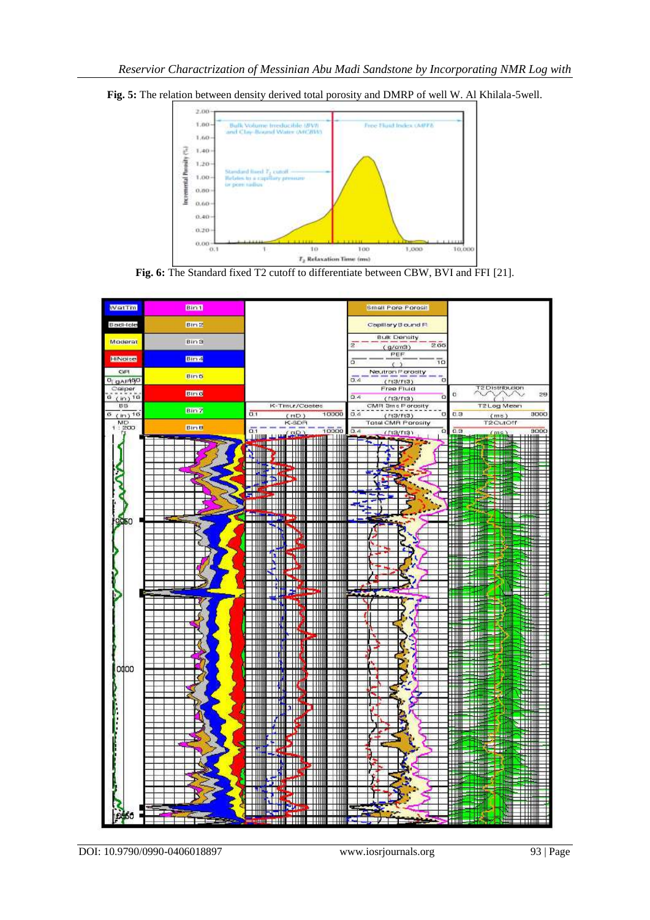**Fig. 5:** The relation between density derived total porosity and DMRP of well W. Al Khilala-5well.

**Fig. 6:** The Standard fixed T2 cutoff to differentiate between CBW, BVI and FFI [21].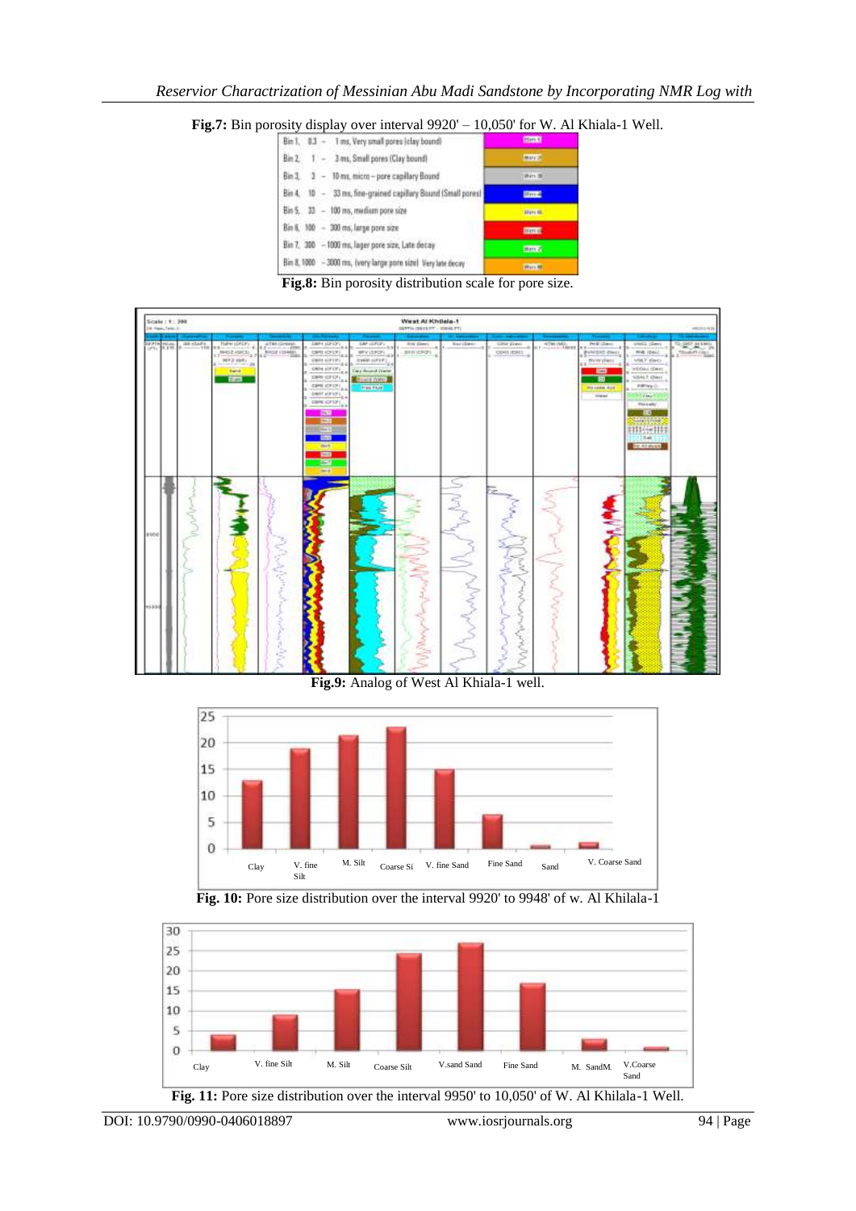**Fig.7:** Bin porosity display over interval 9920' – 10,050' for W. Al Khiala-1 Well.

| | |
|---|---|
| Bin 1, 0.3 – 1 ms, Very small pores (clay bound) | Bin 1 |
| Bin 2, 1 – 3 ms, Small pores (Clay bound) | Bin 2 |
| Bin 3, 3 – 10 ms, micro – pore capillary Bound | Bin 3 |
| Bin 4, 10 – 33 ms, fine-grained capillary Bound (Small pores) | Bin 4 |
| Bin 5, 33 – 100 ms, medium pore size | Bin 5 |
| Bin 6, 100 – 300 ms, large pore size | Bin 6 |
| Bin 7, 300 – 1000 ms, lager pore size, Late decay | Bin 7 |
| Bin 8, 1000 – 3000 ms, (very large pore size) Very late decay | Bin 8 |

**Fig.8:** Bin porosity distribution scale for pore size.

**Fig.9:** Analog of West Al Khiala-1 well.

**Fig. 10:** Pore size distribution over the interval 9920' to 9948' of w. Al Khilala-1

**Fig. 11:** Pore size distribution over the interval 9950' to 10,050' of W. Al Khilala-1 Well.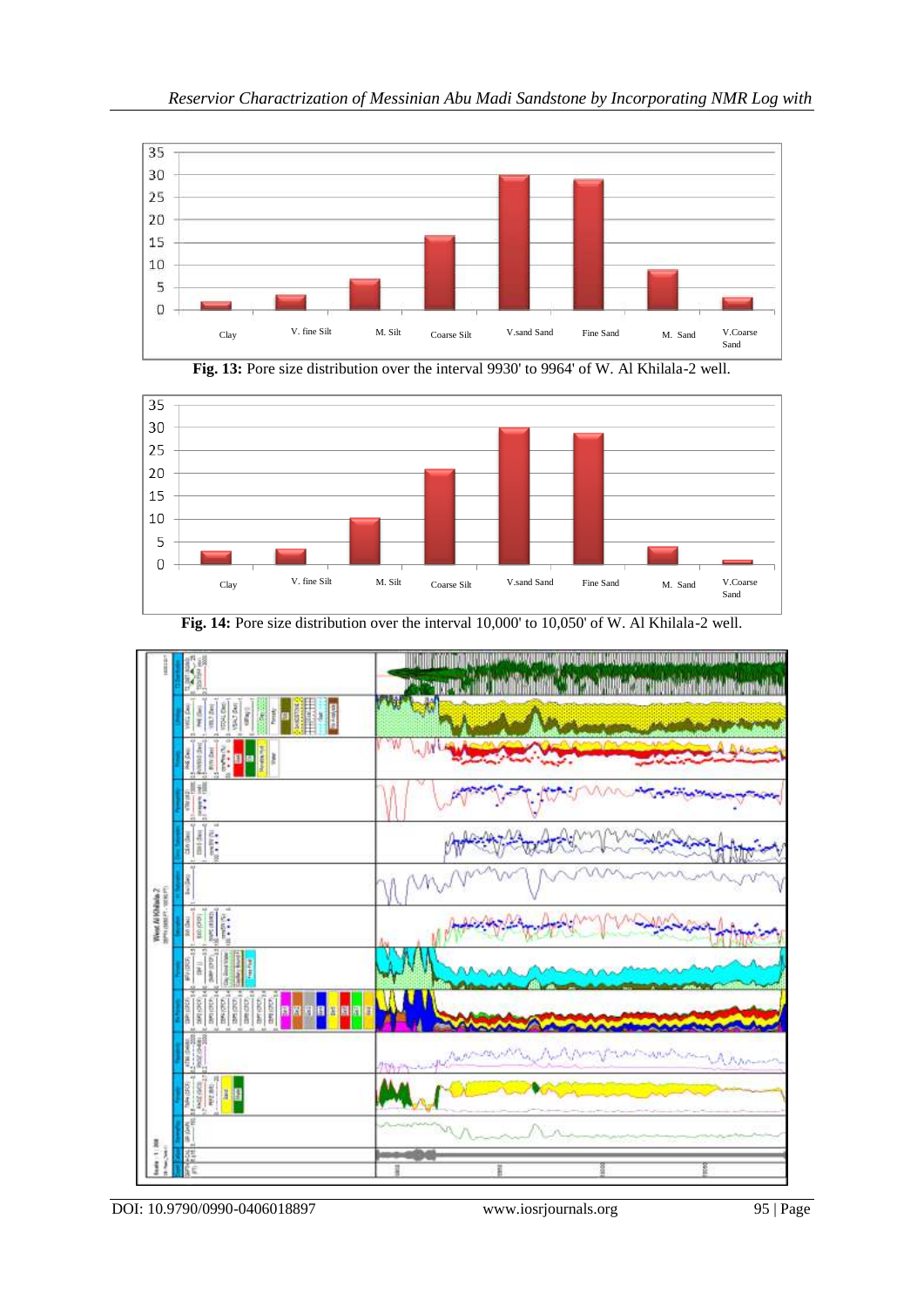**Fig. 13:** Pore size distribution over the interval 9930' to 9964' of W. Al Khilala-2 well.

**Fig. 14:** Pore size distribution over the interval 10,000' to 10,050' of W. Al Khilala-2 well.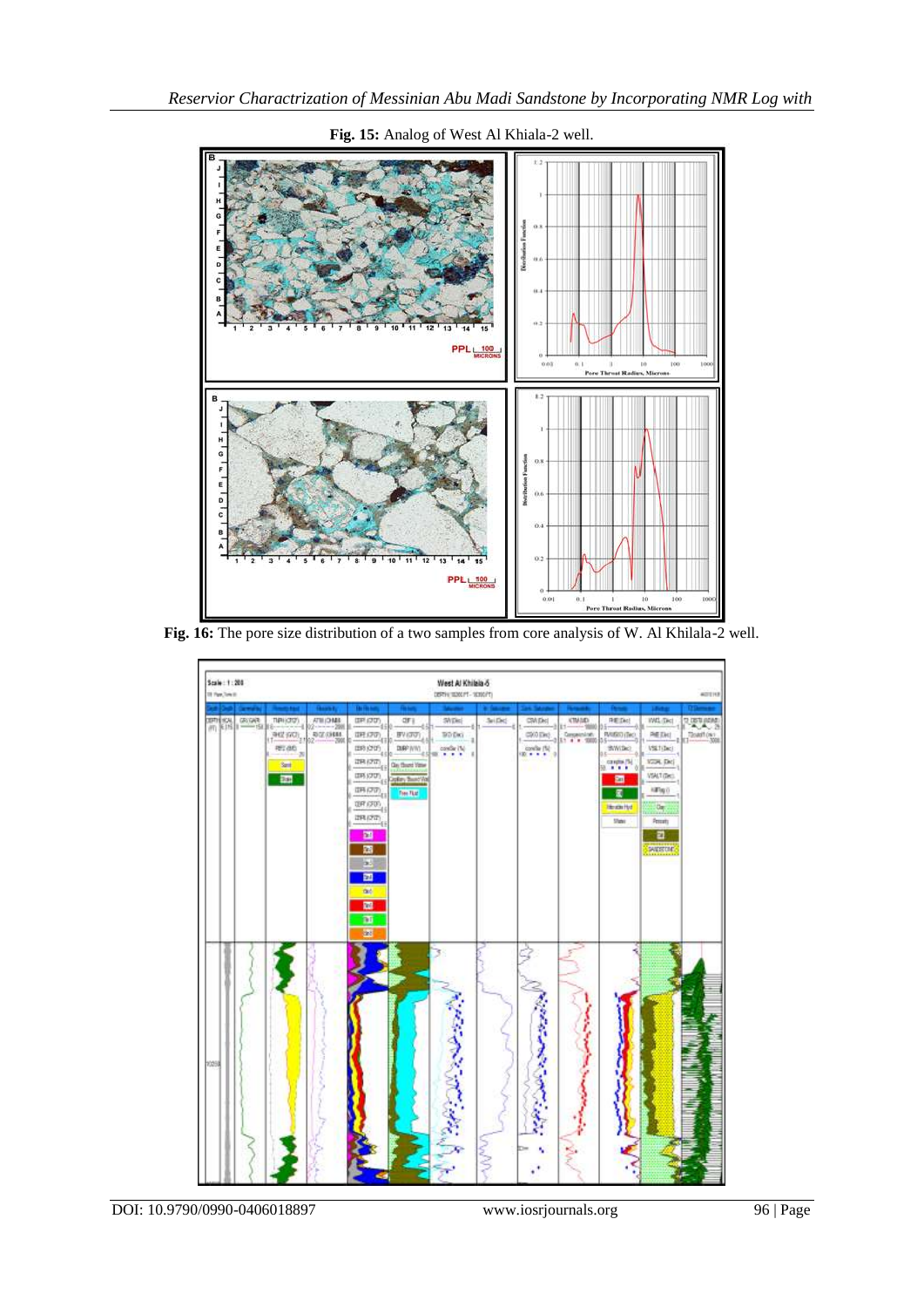**Fig. 15:** Analog of West Al Khiala-2 well.

**Fig. 16:** The pore size distribution of a two samples from core analysis of W. Al Khilala-2 well.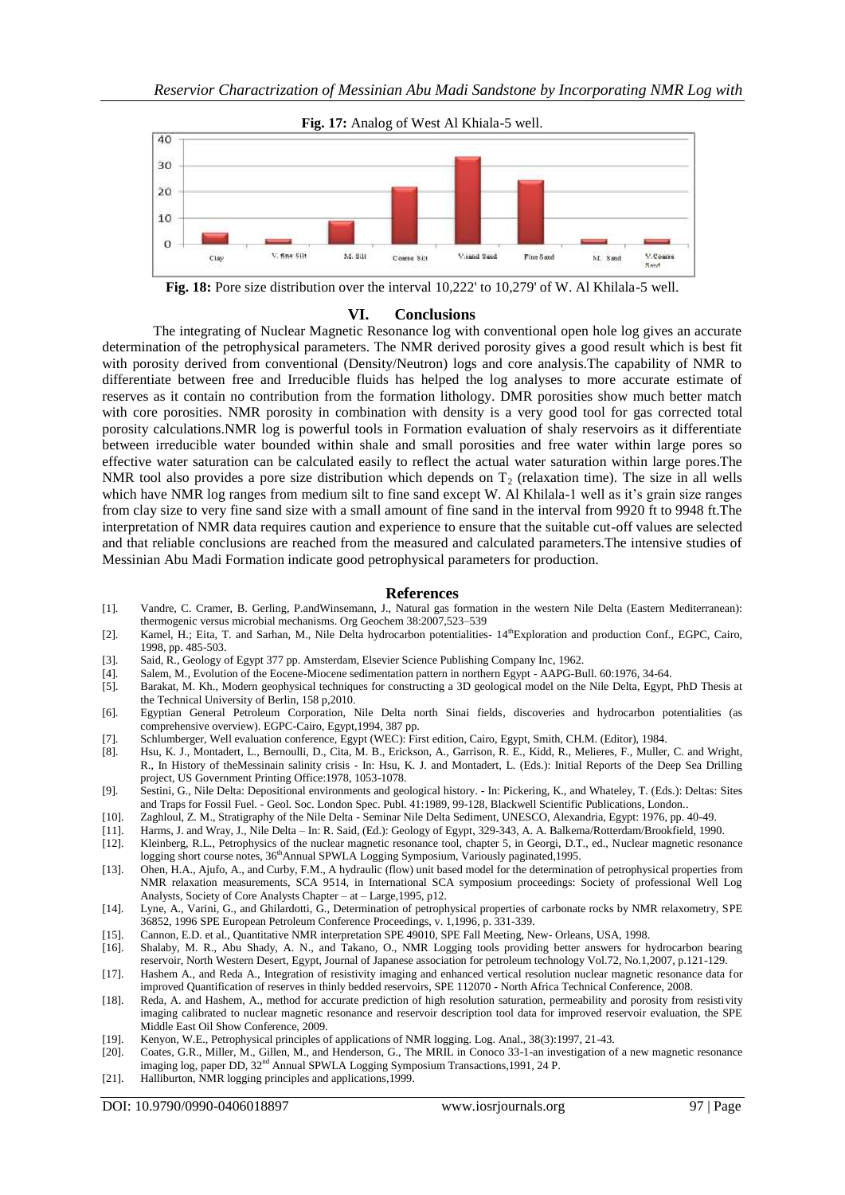**Fig. 17:** Analog of West Al Khiala-5 well.

40
30
20
10
0

Clay
V. fine Silt
M. Silt
Coarse Silt
V.sand Sand
Fine Sand
M. Sand
V.Coarse Sand

**Fig. 18:** Pore size distribution over the interval 10,222' to 10,279' of W. Al Khilala-5 well.

## VI. Conclusions

The integrating of Nuclear Magnetic Resonance log with conventional open hole log gives an accurate determination of the petrophysical parameters. The NMR derived porosity gives a good result which is best fit with porosity derived from conventional (Density/Neutron) logs and core analysis.The capability of NMR to differentiate between free and Irreducible fluids has helped the log analyses to more accurate estimate of reserves as it contain no contribution from the formation lithology. DMR porosities show much better match with core porosities. NMR porosity in combination with density is a very good tool for gas corrected total porosity calculations.NMR log is powerful tools in Formation evaluation of shaly reservoirs as it differentiate between irreducible water bounded within shale and small porosities and free water within large pores so effective water saturation can be calculated easily to reflect the actual water saturation within large pores.The NMR tool also provides a pore size distribution which depends on $T_2$ (relaxation time). The size in all wells which have NMR log ranges from medium silt to fine sand except W. Al Khilala-1 well as it's grain size ranges from clay size to very fine sand size with a small amount of fine sand in the interval from 9920 ft to 9948 ft.The interpretation of NMR data requires caution and experience to ensure that the suitable cut-off values are selected and that reliable conclusions are reached from the measured and calculated parameters.The intensive studies of Messinian Abu Madi Formation indicate good petrophysical parameters for production.

## References

[1]. Vandre, C. Cramer, B. Gerling, P.andWinsemann, J., Natural gas formation in the western Nile Delta (Eastern Mediterranean): thermogenic versus microbial mechanisms. Org Geochem 38:2007,523–539

[2]. Kamel, H.; Eita, T. and Sarhan, M., Nile Delta hydrocarbon potentialities- 14thExploration and production Conf., EGPC, Cairo, 1998, pp. 485-503.

[3]. Said, R., Geology of Egypt 377 pp. Amsterdam, Elsevier Science Publishing Company Inc, 1962.

[4]. Salem, M., Evolution of the Eocene-Miocene sedimentation pattern in northern Egypt - AAPG-Bull. 60:1976, 34-64.

[5]. Barakat, M. Kh., Modern geophysical techniques for constructing a 3D geological model on the Nile Delta, Egypt, PhD Thesis at the Technical University of Berlin, 158 p,2010.

[6]. Egyptian General Petroleum Corporation, Nile Delta north Sinai fields, discoveries and hydrocarbon potentialities (as comprehensive overview). EGPC-Cairo, Egypt,1994, 387 pp.

[7]. Schlumberger, Well evaluation conference, Egypt (WEC): First edition, Cairo, Egypt, Smith, CH.M. (Editor), 1984.

[8]. Hsu, K. J., Montadert, L., Bernoulli, D., Cita, M. B., Erickson, A., Garrison, R. E., Kidd, R., Melieres, F., Muller, C. and Wright, R., In History of theMessinain salinity crisis - In: Hsu, K. J. and Montadert, L. (Eds.): Initial Reports of the Deep Sea Drilling project, US Government Printing Office:1978, 1053-1078.

[9]. Sestini, G., Nile Delta: Depositional environments and geological history. - In: Pickering, K., and Whateley, T. (Eds.): Deltas: Sites and Traps for Fossil Fuel. - Geol. Soc. London Spec. Publ. 41:1989, 99-128, Blackwell Scientific Publications, London..

[10]. Zaghloul, Z. M., Stratigraphy of the Nile Delta - Seminar Nile Delta Sediment, UNESCO, Alexandria, Egypt: 1976, pp. 40-49.

[11]. Harms, J. and Wray, J., Nile Delta – In: R. Said, (Ed.): Geology of Egypt, 329-343, A. A. Balkema/Rotterdam/Brookfield, 1990.

[12]. Kleinberg, R.L., Petrophysics of the nuclear magnetic resonance tool, chapter 5, in Georgi, D.T., ed., Nuclear magnetic resonance logging short course notes, 36thAnnual SPWLA Logging Symposium, Variously paginated,1995.

[13]. Ohen, H.A., Ajufo, A., and Curby, F.M., A hydraulic (flow) unit based model for the determination of petrophysical properties from NMR relaxation measurements, SCA 9514, in International SCA symposium proceedings: Society of professional Well Log Analysts, Society of Core Analysts Chapter – at – Large,1995, p12.

[14]. Lyne, A., Varini, G., and Ghilardotti, G., Determination of petrophysical properties of carbonate rocks by NMR relaxometry, SPE 36852, 1996 SPE European Petroleum Conference Proceedings, v. 1,1996, p. 331-339.

[15]. Cannon, E.D. et al., Quantitative NMR interpretation SPE 49010, SPE Fall Meeting, New- Orleans, USA, 1998.

[16]. Shalaby, M. R., Abu Shady, A. N., and Takano, O., NMR Logging tools providing better answers for hydrocarbon bearing reservoir, North Western Desert, Egypt, Journal of Japanese association for petroleum technology Vol.72, No.1,2007, p.121-129.

[17]. Hashem A., and Reda A., Integration of resistivity imaging and enhanced vertical resolution nuclear magnetic resonance data for improved Quantification of reserves in thinly bedded reservoirs, SPE 112070 - North Africa Technical Conference, 2008.

[18]. Reda, A. and Hashem, A., method for accurate prediction of high resolution saturation, permeability and porosity from resistivity imaging calibrated to nuclear magnetic resonance and reservoir description tool data for improved reservoir evaluation, the SPE Middle East Oil Show Conference, 2009.

[19]. Kenyon, W.E., Petrophysical principles of applications of NMR logging. Log. Anal., 38(3):1997, 21-43.

[20]. Coates, G.R., Miller, M., Gillen, M., and Henderson, G., The MRIL in Conoco 33-1-an investigation of a new magnetic resonance imaging log, paper DD, 32nd Annual SPWLA Logging Symposium Transactions,1991, 24 P.

[21]. Halliburton, NMR logging principles and applications,1999.